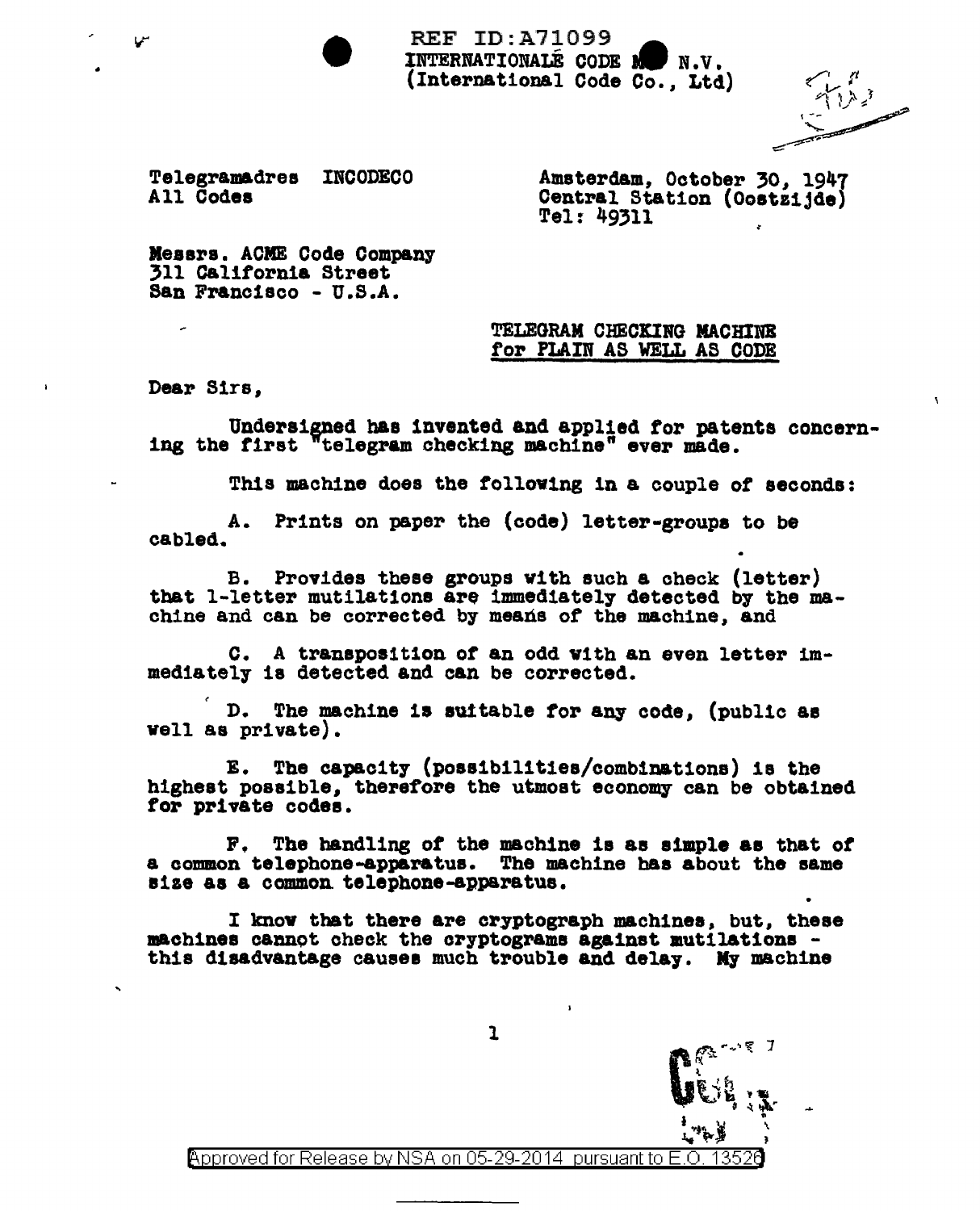REF ID:A71099

INTERNATIONALE CODE M N.V.
(International Code Co., Ltd)

Telegramadres INCODECO
All Codes

Amsterdam, October 30, 1947
Central Station (Oostzijde)
Tel: 49311

Messrs. ACME Code Company
311 California Street
San Francisco - U.S.A.

TELEGRAM CHECKING MACHINE
for PLAIN AS WELL AS CODE

Dear Sirs,

Undersigned has invented and applied for patents concerning the first "telegram checking machine" ever made.

This machine does the following in a couple of seconds:

A. Prints on paper the (code) letter-groups to be cabled.

B. Provides these groups with such a check (letter) that 1-letter mutilations are immediately detected by the machine and can be corrected by means of the machine, and

C. A transposition of an odd with an even letter immediately is detected and can be corrected.

D. The machine is suitable for any code, (public as well as private).

E. The capacity (possibilities/combinations) is the highest possible, therefore the utmost economy can be obtained for private codes.

F. The handling of the machine is as simple as that of a common telephone-apparatus. The machine has about the same size as a common telephone-apparatus.

I know that there are cryptograph machines, but, these machines cannot check the cryptograms against mutilations - this disadvantage causes much trouble and delay. My machine

Approved for Release by NSA on 05-29-2014 pursuant to E.O. 13526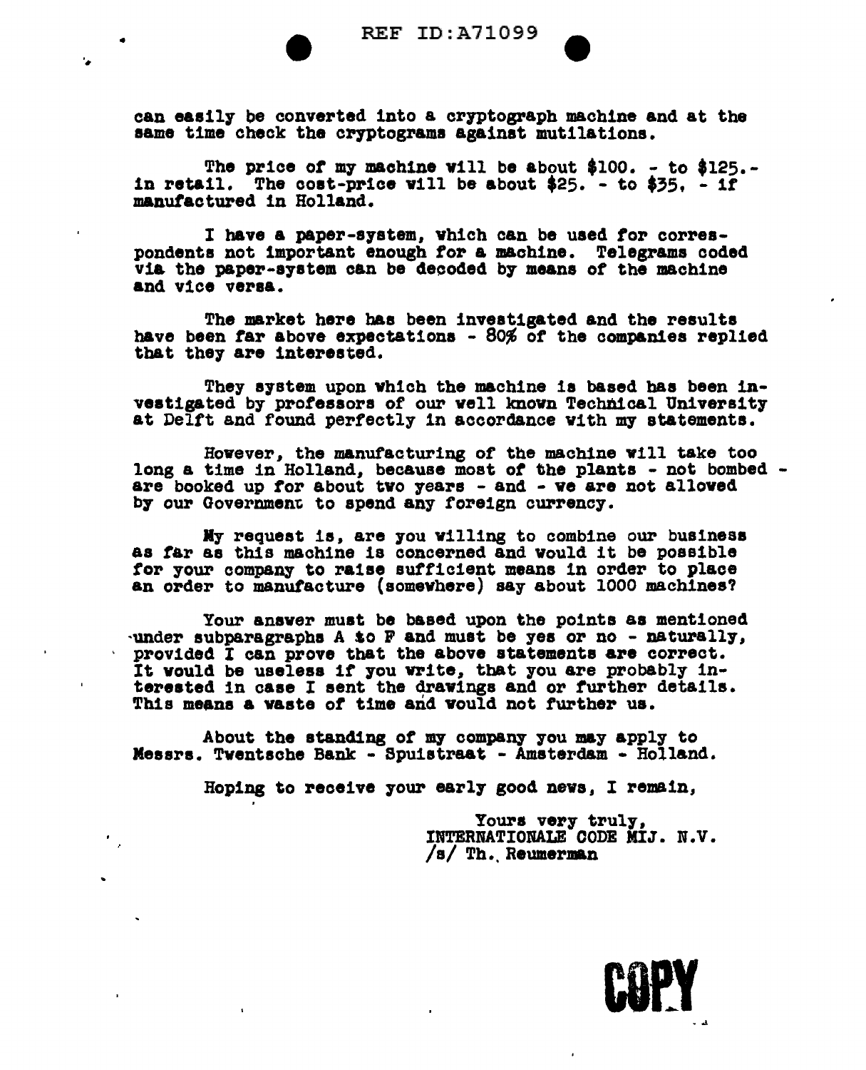can easily be converted into a cryptograph machine and at the same time check the cryptograms against mutilations.

The price of my machine will be about $100. - to $125.- in retail. The cost-price will be about $25. - to $35, - if manufactured in Holland.

I have a paper-system, which can be used for correspondents not important enough for a machine. Telegrams coded via the paper-system can be decoded by means of the machine and vice versa.

The market here has been investigated and the results have been far above expectations - 80% of the companies replied that they are interested.

They system upon which the machine is based has been investigated by professors of our well known Technical University at Delft and found perfectly in accordance with my statements.

However, the manufacturing of the machine will take too long a time in Holland, because most of the plants - not bombed - are booked up for about two years - and - we are not allowed by our Government to spend any foreign currency.

My request is, are you willing to combine our business as far as this machine is concerned and would it be possible for your company to raise sufficient means in order to place an order to manufacture (somewhere) say about 1000 machines?

Your answer must be based upon the points as mentioned under subparagraphs A to F and must be yes or no - naturally, provided I can prove that the above statements are correct. It would be useless if you write, that you are probably interested in case I sent the drawings and or further details. This means a waste of time and would not further us.

About the standing of my company you may apply to Messrs. Twentsche Bank - Spuistraat - Amsterdam - Holland.

Hoping to receive your early good news, I remain,

Yours very truly,
INTERNATIONALE CODE MIJ. N.V.
/s/ Th. Reumerman

COPY